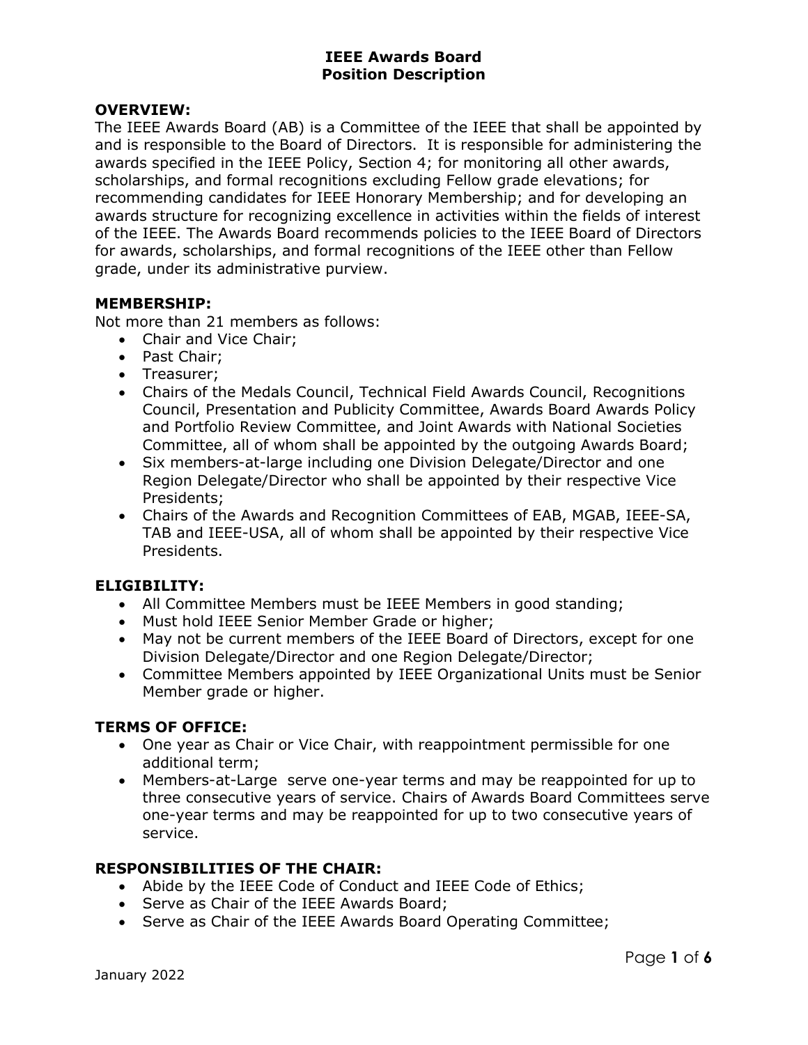# IEEE Awards Board
## Position Description

### OVERVIEW:

The IEEE Awards Board (AB) is a Committee of the IEEE that shall be appointed by and is responsible to the Board of Directors. It is responsible for administering the awards specified in the IEEE Policy, Section 4; for monitoring all other awards, scholarships, and formal recognitions excluding Fellow grade elevations; for recommending candidates for IEEE Honorary Membership; and for developing an awards structure for recognizing excellence in activities within the fields of interest of the IEEE. The Awards Board recommends policies to the IEEE Board of Directors for awards, scholarships, and formal recognitions of the IEEE other than Fellow grade, under its administrative purview.

### MEMBERSHIP:

Not more than 21 members as follows:

- Chair and Vice Chair;
- Past Chair;
- Treasurer;
- Chairs of the Medals Council, Technical Field Awards Council, Recognitions Council, Presentation and Publicity Committee, Awards Board Awards Policy and Portfolio Review Committee, and Joint Awards with National Societies Committee, all of whom shall be appointed by the outgoing Awards Board;
- Six members-at-large including one Division Delegate/Director and one Region Delegate/Director who shall be appointed by their respective Vice Presidents;
- Chairs of the Awards and Recognition Committees of EAB, MGAB, IEEE-SA, TAB and IEEE-USA, all of whom shall be appointed by their respective Vice Presidents.

### ELIGIBILITY:

- All Committee Members must be IEEE Members in good standing;
- Must hold IEEE Senior Member Grade or higher;
- May not be current members of the IEEE Board of Directors, except for one Division Delegate/Director and one Region Delegate/Director;
- Committee Members appointed by IEEE Organizational Units must be Senior Member grade or higher.

### TERMS OF OFFICE:

- One year as Chair or Vice Chair, with reappointment permissible for one additional term;
- Members-at-Large serve one-year terms and may be reappointed for up to three consecutive years of service. Chairs of Awards Board Committees serve one-year terms and may be reappointed for up to two consecutive years of service.

### RESPONSIBILITIES OF THE CHAIR:

- Abide by the IEEE Code of Conduct and IEEE Code of Ethics;
- Serve as Chair of the IEEE Awards Board;
- Serve as Chair of the IEEE Awards Board Operating Committee;

January 2022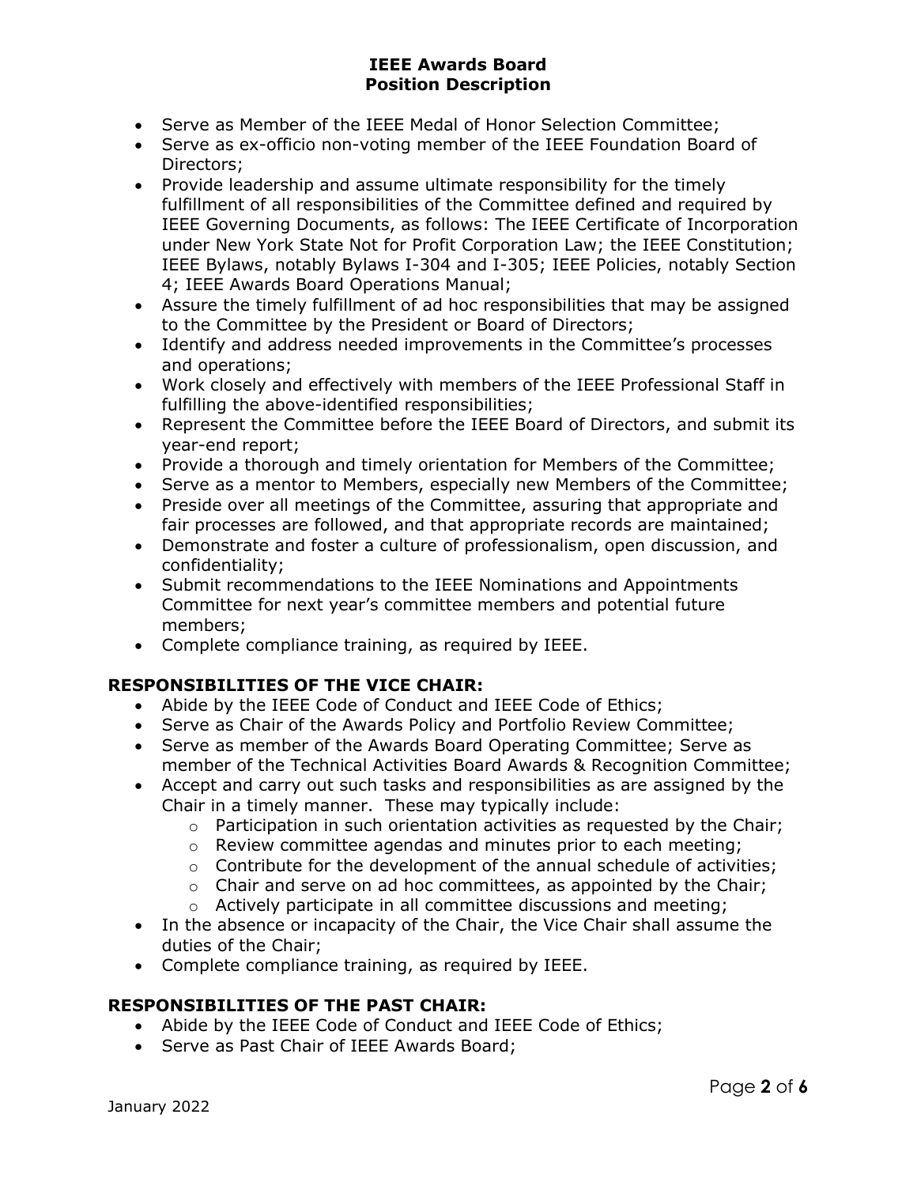- Serve as Member of the IEEE Medal of Honor Selection Committee;
- Serve as ex-officio non-voting member of the IEEE Foundation Board of Directors;
- Provide leadership and assume ultimate responsibility for the timely fulfillment of all responsibilities of the Committee defined and required by IEEE Governing Documents, as follows: The IEEE Certificate of Incorporation under New York State Not for Profit Corporation Law; the IEEE Constitution; IEEE Bylaws, notably Bylaws I-304 and I-305; IEEE Policies, notably Section 4; IEEE Awards Board Operations Manual;
- Assure the timely fulfillment of ad hoc responsibilities that may be assigned to the Committee by the President or Board of Directors;
- Identify and address needed improvements in the Committee's processes and operations;
- Work closely and effectively with members of the IEEE Professional Staff in fulfilling the above-identified responsibilities;
- Represent the Committee before the IEEE Board of Directors, and submit its year-end report;
- Provide a thorough and timely orientation for Members of the Committee;
- Serve as a mentor to Members, especially new Members of the Committee;
- Preside over all meetings of the Committee, assuring that appropriate and fair processes are followed, and that appropriate records are maintained;
- Demonstrate and foster a culture of professionalism, open discussion, and confidentiality;
- Submit recommendations to the IEEE Nominations and Appointments Committee for next year's committee members and potential future members;
- Complete compliance training, as required by IEEE.

## RESPONSIBILITIES OF THE VICE CHAIR:

- Abide by the IEEE Code of Conduct and IEEE Code of Ethics;
- Serve as Chair of the Awards Policy and Portfolio Review Committee;
- Serve as member of the Awards Board Operating Committee; Serve as member of the Technical Activities Board Awards & Recognition Committee;
- Accept and carry out such tasks and responsibilities as are assigned by the Chair in a timely manner. These may typically include:
  - Participation in such orientation activities as requested by the Chair;
  - Review committee agendas and minutes prior to each meeting;
  - Contribute for the development of the annual schedule of activities;
  - Chair and serve on ad hoc committees, as appointed by the Chair;
  - Actively participate in all committee discussions and meeting;
- In the absence or incapacity of the Chair, the Vice Chair shall assume the duties of the Chair;
- Complete compliance training, as required by IEEE.

## RESPONSIBILITIES OF THE PAST CHAIR:

- Abide by the IEEE Code of Conduct and IEEE Code of Ethics;
- Serve as Past Chair of IEEE Awards Board;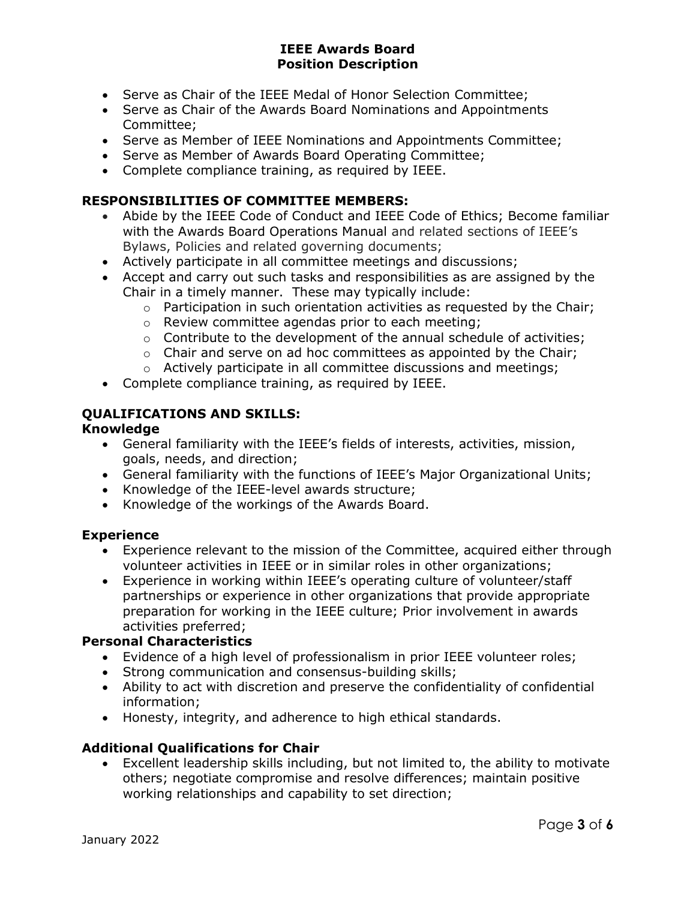- Serve as Chair of the IEEE Medal of Honor Selection Committee;
- Serve as Chair of the Awards Board Nominations and Appointments Committee;
- Serve as Member of IEEE Nominations and Appointments Committee;
- Serve as Member of Awards Board Operating Committee;
- Complete compliance training, as required by IEEE.

## RESPONSIBILITIES OF COMMITTEE MEMBERS:

- Abide by the IEEE Code of Conduct and IEEE Code of Ethics; Become familiar with the Awards Board Operations Manual and related sections of IEEE's Bylaws, Policies and related governing documents;
- Actively participate in all committee meetings and discussions;
- Accept and carry out such tasks and responsibilities as are assigned by the Chair in a timely manner. These may typically include:
  - Participation in such orientation activities as requested by the Chair;
  - Review committee agendas prior to each meeting;
  - Contribute to the development of the annual schedule of activities;
  - Chair and serve on ad hoc committees as appointed by the Chair;
  - Actively participate in all committee discussions and meetings;
- Complete compliance training, as required by IEEE.

## QUALIFICATIONS AND SKILLS:

### Knowledge

- General familiarity with the IEEE's fields of interests, activities, mission, goals, needs, and direction;
- General familiarity with the functions of IEEE's Major Organizational Units;
- Knowledge of the IEEE-level awards structure;
- Knowledge of the workings of the Awards Board.

### Experience

- Experience relevant to the mission of the Committee, acquired either through volunteer activities in IEEE or in similar roles in other organizations;
- Experience in working within IEEE's operating culture of volunteer/staff partnerships or experience in other organizations that provide appropriate preparation for working in the IEEE culture; Prior involvement in awards activities preferred;

### Personal Characteristics

- Evidence of a high level of professionalism in prior IEEE volunteer roles;
- Strong communication and consensus-building skills;
- Ability to act with discretion and preserve the confidentiality of confidential information;
- Honesty, integrity, and adherence to high ethical standards.

### Additional Qualifications for Chair

- Excellent leadership skills including, but not limited to, the ability to motivate others; negotiate compromise and resolve differences; maintain positive working relationships and capability to set direction;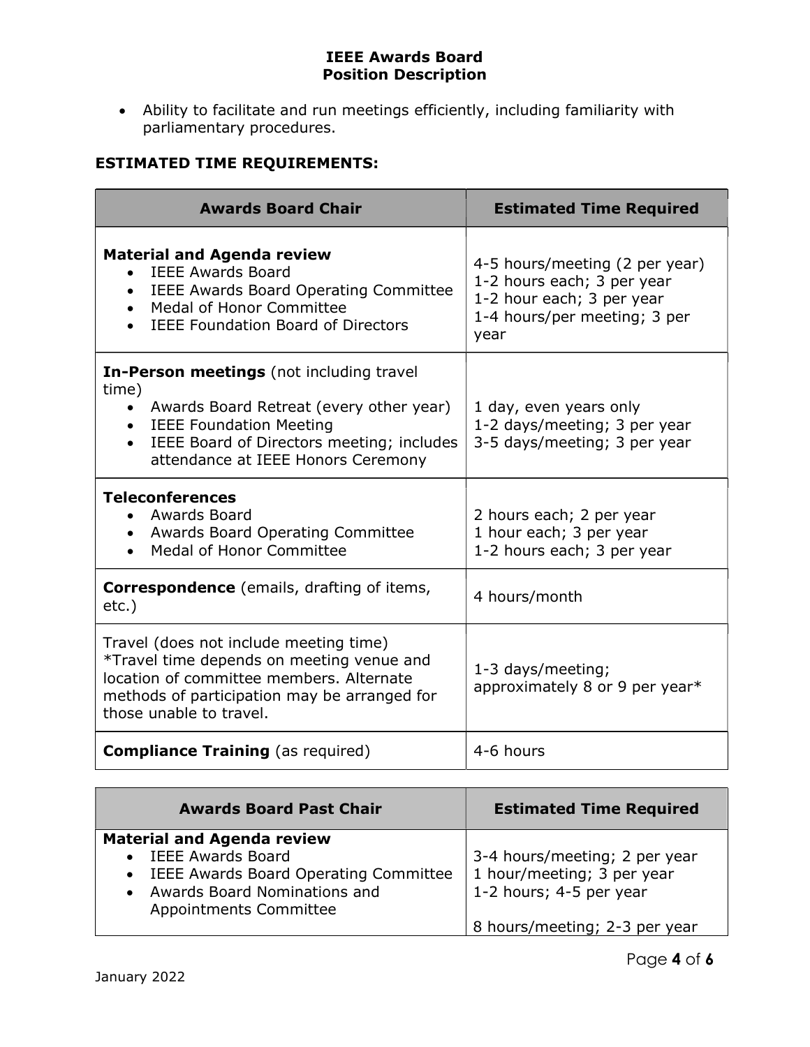- Ability to facilitate and run meetings efficiently, including familiarity with parliamentary procedures.

**ESTIMATED TIME REQUIREMENTS:**

| Awards Board Chair | Estimated Time Required |
|---|---|
| **Material and Agenda review**<br>• IEEE Awards Board<br>• IEEE Awards Board Operating Committee<br>• Medal of Honor Committee<br>• IEEE Foundation Board of Directors | 4-5 hours/meeting (2 per year)<br>1-2 hours each; 3 per year<br>1-2 hour each; 3 per year<br>1-4 hours/per meeting; 3 per year |
| **In-Person meetings** (not including travel time)<br>• Awards Board Retreat (every other year)<br>• IEEE Foundation Meeting<br>• IEEE Board of Directors meeting; includes attendance at IEEE Honors Ceremony | 1 day, even years only<br>1-2 days/meeting; 3 per year<br>3-5 days/meeting; 3 per year |
| **Teleconferences**<br>• Awards Board<br>• Awards Board Operating Committee<br>• Medal of Honor Committee | 2 hours each; 2 per year<br>1 hour each; 3 per year<br>1-2 hours each; 3 per year |
| **Correspondence** (emails, drafting of items, etc.) | 4 hours/month |
| Travel (does not include meeting time)<br>*Travel time depends on meeting venue and location of committee members. Alternate methods of participation may be arranged for those unable to travel. | 1-3 days/meeting;<br>approximately 8 or 9 per year* |
| **Compliance Training** (as required) | 4-6 hours |

| Awards Board Past Chair | Estimated Time Required |
|---|---|
| **Material and Agenda review**<br>• IEEE Awards Board<br>• IEEE Awards Board Operating Committee<br>• Awards Board Nominations and Appointments Committee | 3-4 hours/meeting; 2 per year<br>1 hour/meeting; 3 per year<br>1-2 hours; 4-5 per year<br><br>8 hours/meeting; 2-3 per year |

January 2022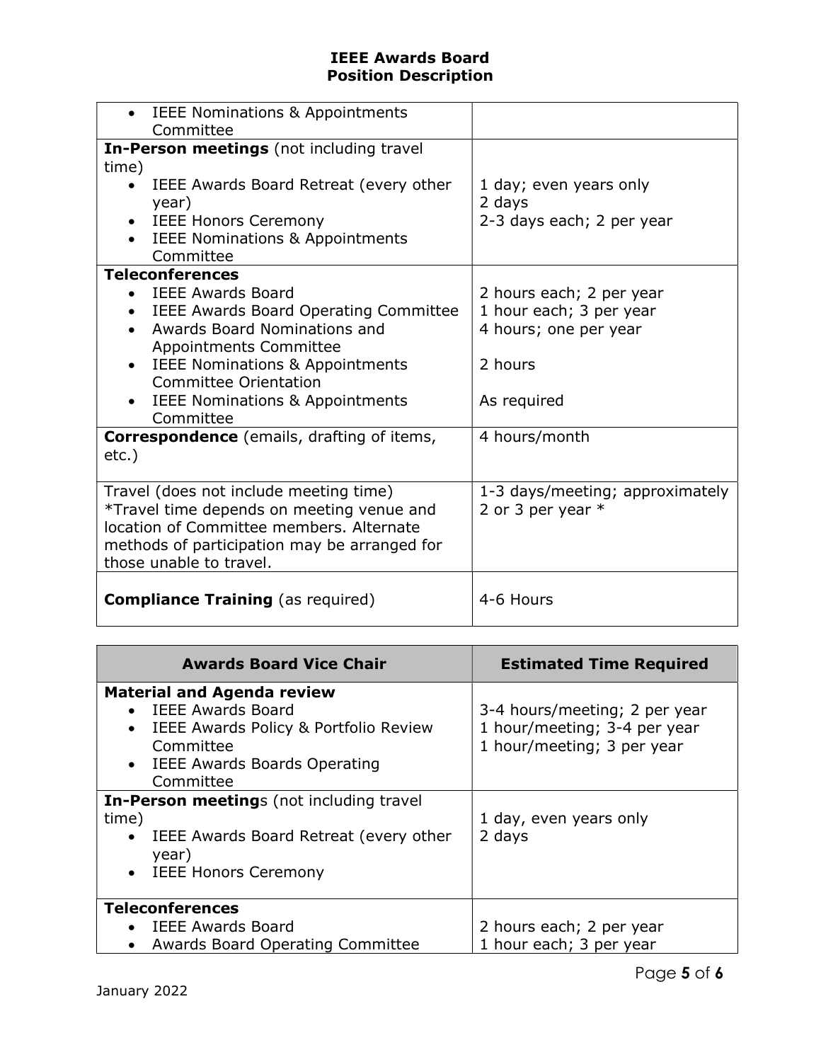| | |
|---|---|
| • IEEE Nominations & Appointments Committee | |
| **In-Person meetings** (not including travel time)<br>• IEEE Awards Board Retreat (every other year)<br>• IEEE Honors Ceremony<br>• IEEE Nominations & Appointments Committee | <br>1 day; even years only<br>2 days<br>2-3 days each; 2 per year |
| **Teleconferences**<br>• IEEE Awards Board<br>• IEEE Awards Board Operating Committee<br>• Awards Board Nominations and Appointments Committee<br>• IEEE Nominations & Appointments Committee Orientation<br>• IEEE Nominations & Appointments Committee | <br>2 hours each; 2 per year<br>1 hour each; 3 per year<br>4 hours; one per year<br>2 hours<br>As required |
| **Correspondence** (emails, drafting of items, etc.) | 4 hours/month |
| Travel (does not include meeting time)<br>*Travel time depends on meeting venue and location of Committee members. Alternate methods of participation may be arranged for those unable to travel. | 1-3 days/meeting; approximately 2 or 3 per year * |
| **Compliance Training** (as required) | 4-6 Hours |

| Awards Board Vice Chair | Estimated Time Required |
|---|---|
| **Material and Agenda review**<br>• IEEE Awards Board<br>• IEEE Awards Policy & Portfolio Review Committee<br>• IEEE Awards Boards Operating Committee | <br>3-4 hours/meeting; 2 per year<br>1 hour/meeting; 3-4 per year<br>1 hour/meeting; 3 per year |
| **In-Person meetings** (not including travel time)<br>• IEEE Awards Board Retreat (every other year)<br>• IEEE Honors Ceremony | <br>1 day, even years only<br>2 days |
| **Teleconferences**<br>• IEEE Awards Board<br>• Awards Board Operating Committee | <br>2 hours each; 2 per year<br>1 hour each; 3 per year |

January 2022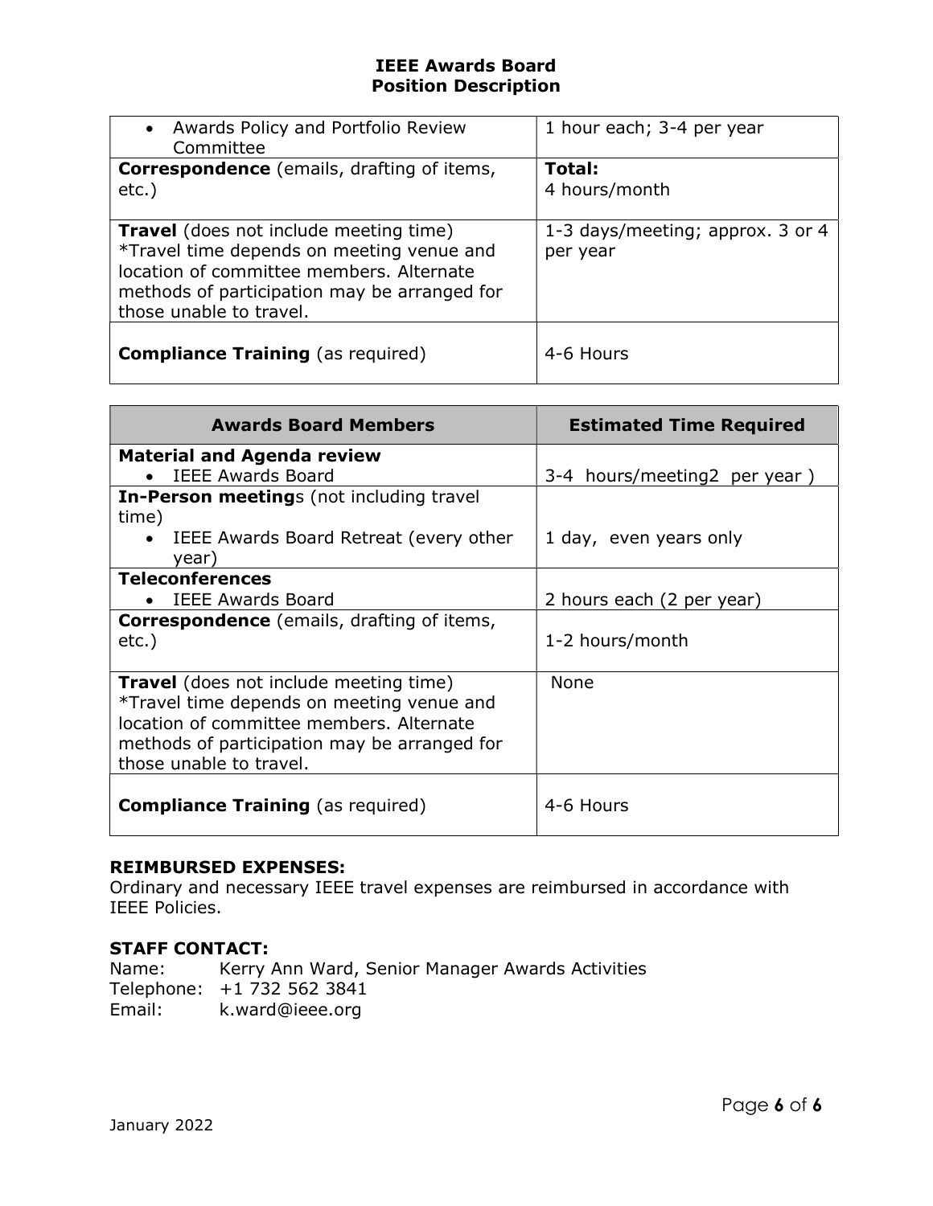| | |
|---|---|
| • Awards Policy and Portfolio Review Committee | 1 hour each; 3-4 per year |
| **Correspondence** (emails, drafting of items, etc.) | **Total:** 4 hours/month |
| **Travel** (does not include meeting time) *Travel time depends on meeting venue and location of committee members. Alternate methods of participation may be arranged for those unable to travel. | 1-3 days/meeting; approx. 3 or 4 per year |
| **Compliance Training** (as required) | 4-6 Hours |

| Awards Board Members | Estimated Time Required |
|---|---|
| **Material and Agenda review** • IEEE Awards Board | 3-4 hours/meeting2 per year ) |
| **In-Person meeting**s (not including travel time) • IEEE Awards Board Retreat (every other year) | 1 day, even years only |
| **Teleconferences** • IEEE Awards Board | 2 hours each (2 per year) |
| **Correspondence** (emails, drafting of items, etc.) | 1-2 hours/month |
| **Travel** (does not include meeting time) *Travel time depends on meeting venue and location of committee members. Alternate methods of participation may be arranged for those unable to travel. | None |
| **Compliance Training** (as required) | 4-6 Hours |

**REIMBURSED EXPENSES:**
Ordinary and necessary IEEE travel expenses are reimbursed in accordance with IEEE Policies.

**STAFF CONTACT:**
Name: Kerry Ann Ward, Senior Manager Awards Activities
Telephone: +1 732 562 3841
Email: k.ward@ieee.org

January 2022